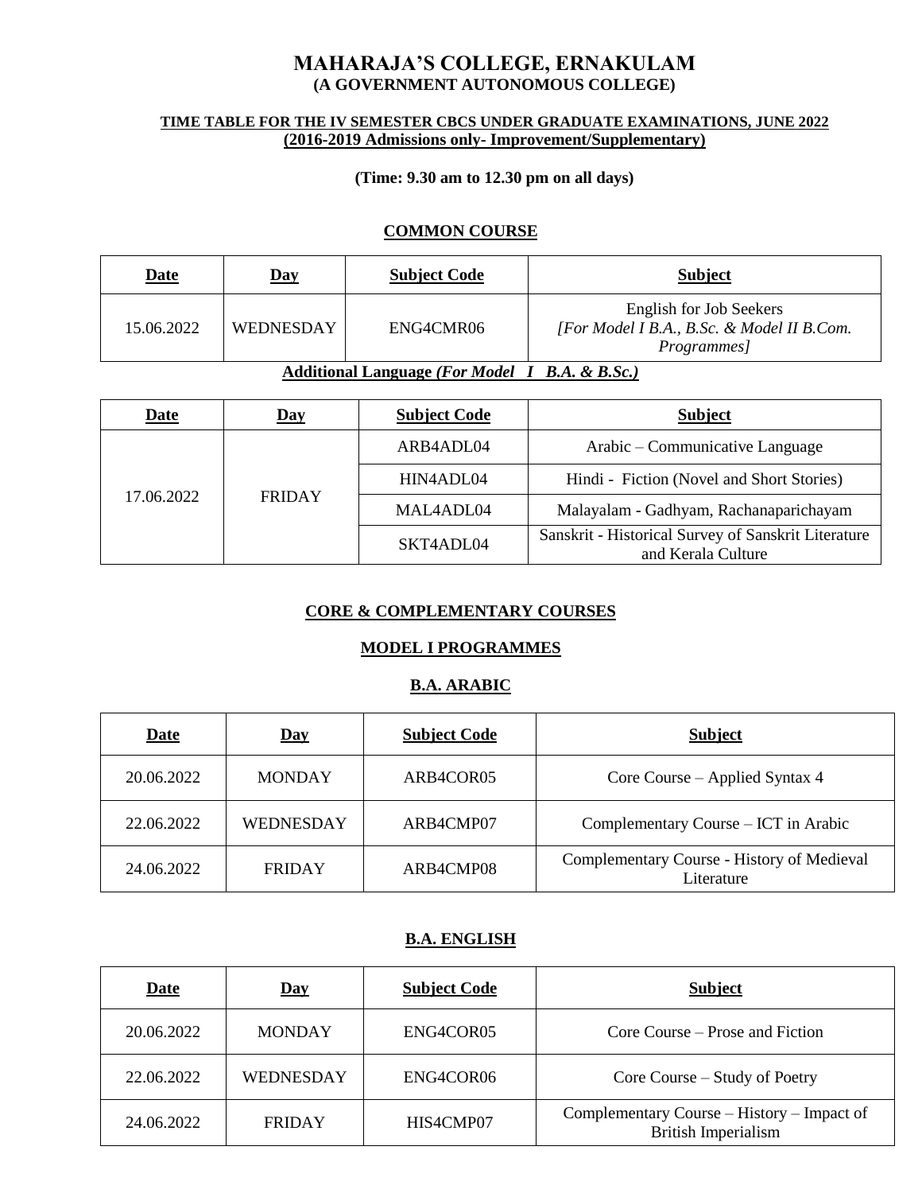# MAHARAJA'S COLLEGE, ERNAKULAM
## (A GOVERNMENT AUTONOMOUS COLLEGE)

**TIME TABLE FOR THE IV SEMESTER CBCS UNDER GRADUATE EXAMINATIONS, JUNE 2022**
**(2016-2019 Admissions only- Improvement/Supplementary)**

**(Time: 9.30 am to 12.30 pm on all days)**

### COMMON COURSE

| Date | Day | Subject Code | Subject |
|---|---|---|---|
| 15.06.2022 | WEDNESDAY | ENG4CMR06 | English for Job Seekers *[For Model I B.A., B.Sc. & Model II B.Com. Programmes]* |

**Additional Language *(For Model I B.A. & B.Sc.)***

| Date | Day | Subject Code | Subject |
|---|---|---|---|
| 17.06.2022 | FRIDAY | ARB4ADL04 | Arabic – Communicative Language |
| | | HIN4ADL04 | Hindi - Fiction (Novel and Short Stories) |
| | | MAL4ADL04 | Malayalam - Gadhyam, Rachanaparichayam |
| | | SKT4ADL04 | Sanskrit - Historical Survey of Sanskrit Literature and Kerala Culture |

### CORE & COMPLEMENTARY COURSES

### MODEL I PROGRAMMES

### B.A. ARABIC

| Date | Day | Subject Code | Subject |
|---|---|---|---|
| 20.06.2022 | MONDAY | ARB4COR05 | Core Course – Applied Syntax 4 |
| 22.06.2022 | WEDNESDAY | ARB4CMP07 | Complementary Course – ICT in Arabic |
| 24.06.2022 | FRIDAY | ARB4CMP08 | Complementary Course - History of Medieval Literature |

### B.A. ENGLISH

| Date | Day | Subject Code | Subject |
|---|---|---|---|
| 20.06.2022 | MONDAY | ENG4COR05 | Core Course – Prose and Fiction |
| 22.06.2022 | WEDNESDAY | ENG4COR06 | Core Course – Study of Poetry |
| 24.06.2022 | FRIDAY | HIS4CMP07 | Complementary Course – History – Impact of British Imperialism |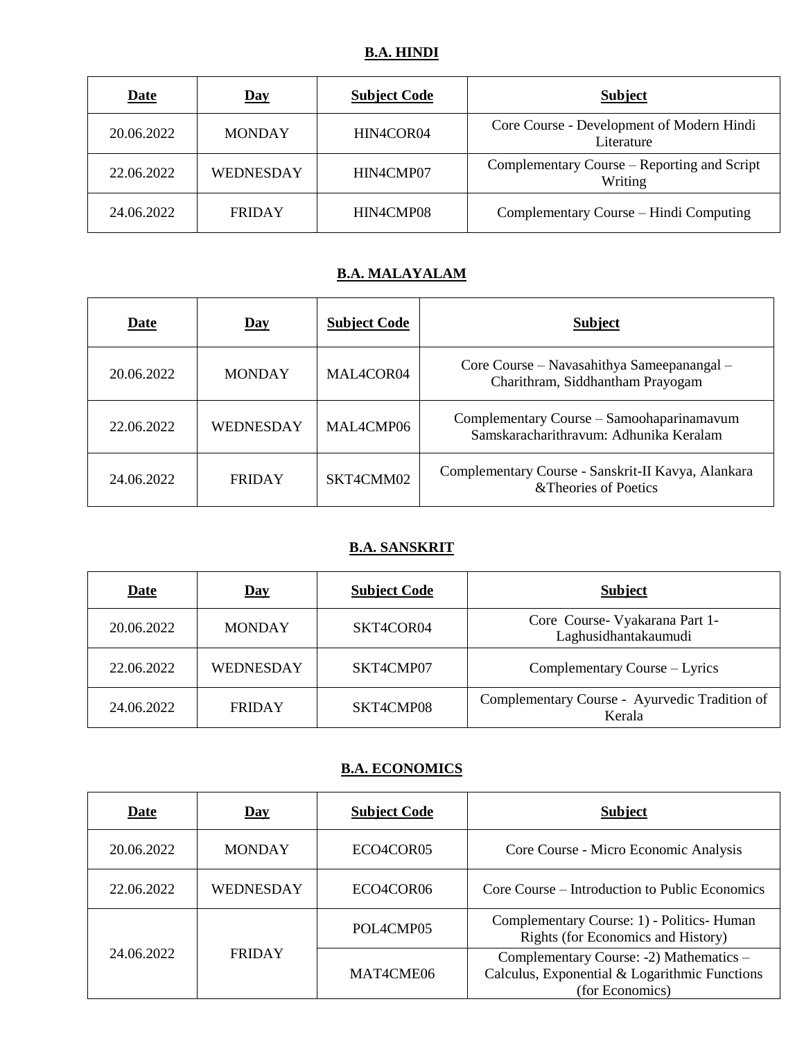**B.A. HINDI**

| **Date** | **Day** | **Subject Code** | **Subject** |
|---|---|---|---|
| 20.06.2022 | MONDAY | HIN4COR04 | Core Course - Development of Modern Hindi Literature |
| 22.06.2022 | WEDNESDAY | HIN4CMP07 | Complementary Course – Reporting and Script Writing |
| 24.06.2022 | FRIDAY | HIN4CMP08 | Complementary Course – Hindi Computing |

**B.A. MALAYALAM**

| **Date** | **Day** | **Subject Code** | **Subject** |
|---|---|---|---|
| 20.06.2022 | MONDAY | MAL4COR04 | Core Course – Navasahithya Sameepanangal – Charithram, Siddhantham Prayogam |
| 22.06.2022 | WEDNESDAY | MAL4CMP06 | Complementary Course – Samoohaparinamavum Samskaracharithravum: Adhunika Keralam |
| 24.06.2022 | FRIDAY | SKT4CMM02 | Complementary Course - Sanskrit-II Kavya, Alankara &Theories of Poetics |

**B.A. SANSKRIT**

| **Date** | **Day** | **Subject Code** | **Subject** |
|---|---|---|---|
| 20.06.2022 | MONDAY | SKT4COR04 | Core Course- Vyakarana Part 1- Laghusidhantakaumudi |
| 22.06.2022 | WEDNESDAY | SKT4CMP07 | Complementary Course – Lyrics |
| 24.06.2022 | FRIDAY | SKT4CMP08 | Complementary Course - Ayurvedic Tradition of Kerala |

**B.A. ECONOMICS**

| **Date** | **Day** | **Subject Code** | **Subject** |
|---|---|---|---|
| 20.06.2022 | MONDAY | ECO4COR05 | Core Course - Micro Economic Analysis |
| 22.06.2022 | WEDNESDAY | ECO4COR06 | Core Course – Introduction to Public Economics |
| 24.06.2022 | FRIDAY | POL4CMP05 | Complementary Course: 1) - Politics- Human Rights (for Economics and History) |
| | | MAT4CME06 | Complementary Course: -2) Mathematics – Calculus, Exponential & Logarithmic Functions (for Economics) |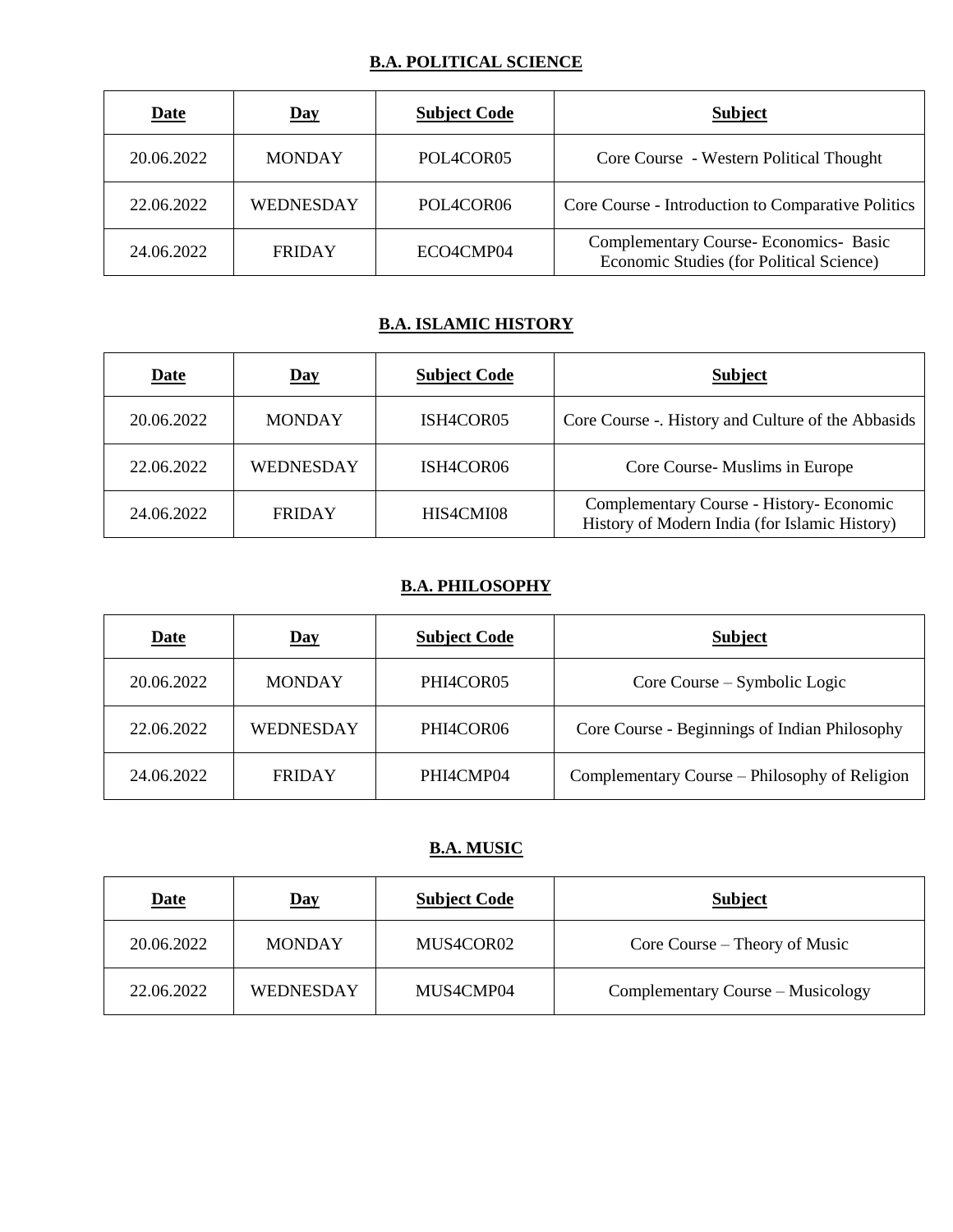## B.A. POLITICAL SCIENCE

| Date | Day | Subject Code | Subject |
|---|---|---|---|
| 20.06.2022 | MONDAY | POL4COR05 | Core Course - Western Political Thought |
| 22.06.2022 | WEDNESDAY | POL4COR06 | Core Course - Introduction to Comparative Politics |
| 24.06.2022 | FRIDAY | ECO4CMP04 | Complementary Course- Economics- Basic Economic Studies (for Political Science) |

## B.A. ISLAMIC HISTORY

| Date | Day | Subject Code | Subject |
|---|---|---|---|
| 20.06.2022 | MONDAY | ISH4COR05 | Core Course -. History and Culture of the Abbasids |
| 22.06.2022 | WEDNESDAY | ISH4COR06 | Core Course- Muslims in Europe |
| 24.06.2022 | FRIDAY | HIS4CMI08 | Complementary Course - History- Economic History of Modern India (for Islamic History) |

## B.A. PHILOSOPHY

| Date | Day | Subject Code | Subject |
|---|---|---|---|
| 20.06.2022 | MONDAY | PHI4COR05 | Core Course – Symbolic Logic |
| 22.06.2022 | WEDNESDAY | PHI4COR06 | Core Course - Beginnings of Indian Philosophy |
| 24.06.2022 | FRIDAY | PHI4CMP04 | Complementary Course – Philosophy of Religion |

## B.A. MUSIC

| Date | Day | Subject Code | Subject |
|---|---|---|---|
| 20.06.2022 | MONDAY | MUS4COR02 | Core Course – Theory of Music |
| 22.06.2022 | WEDNESDAY | MUS4CMP04 | Complementary Course – Musicology |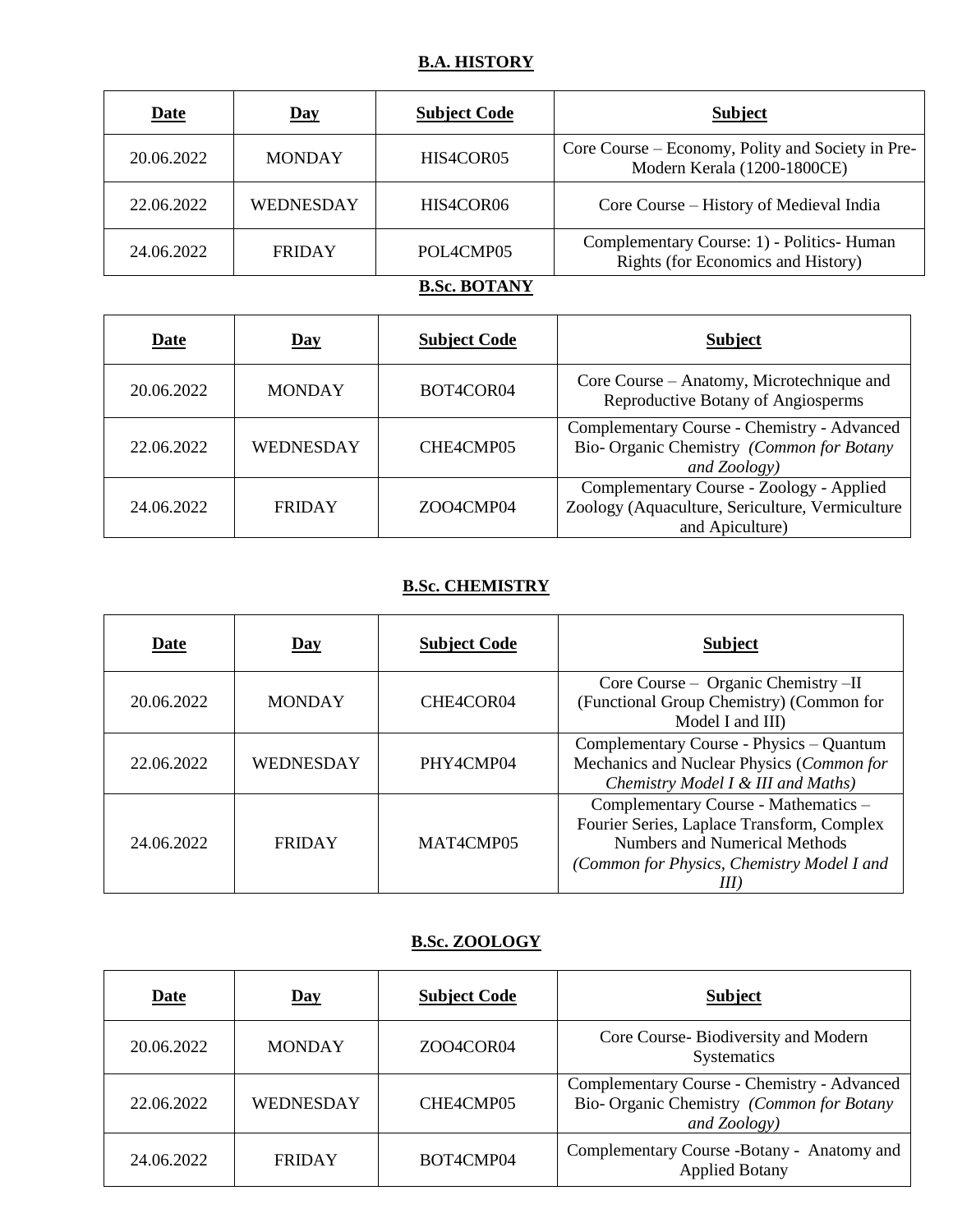## B.A. HISTORY

| Date | Day | Subject Code | Subject |
|---|---|---|---|
| 20.06.2022 | MONDAY | HIS4COR05 | Core Course – Economy, Polity and Society in Pre-Modern Kerala (1200-1800CE) |
| 22.06.2022 | WEDNESDAY | HIS4COR06 | Core Course – History of Medieval India |
| 24.06.2022 | FRIDAY | POL4CMP05 | Complementary Course: 1) - Politics- Human Rights (for Economics and History) |

## B.Sc. BOTANY

| Date | Day | Subject Code | Subject |
|---|---|---|---|
| 20.06.2022 | MONDAY | BOT4COR04 | Core Course – Anatomy, Microtechnique and Reproductive Botany of Angiosperms |
| 22.06.2022 | WEDNESDAY | CHE4CMP05 | Complementary Course - Chemistry - Advanced Bio- Organic Chemistry *(Common for Botany and Zoology)* |
| 24.06.2022 | FRIDAY | ZOO4CMP04 | Complementary Course - Zoology - Applied Zoology (Aquaculture, Sericulture, Vermiculture and Apiculture) |

## B.Sc. CHEMISTRY

| Date | Day | Subject Code | Subject |
|---|---|---|---|
| 20.06.2022 | MONDAY | CHE4COR04 | Core Course – Organic Chemistry –II (Functional Group Chemistry) (Common for Model I and III) |
| 22.06.2022 | WEDNESDAY | PHY4CMP04 | Complementary Course - Physics – Quantum Mechanics and Nuclear Physics (*Common for Chemistry Model I & III and Maths)* |
| 24.06.2022 | FRIDAY | MAT4CMP05 | Complementary Course - Mathematics – Fourier Series, Laplace Transform, Complex Numbers and Numerical Methods *(Common for Physics, Chemistry Model I and III)* |

## B.Sc. ZOOLOGY

| Date | Day | Subject Code | Subject |
|---|---|---|---|
| 20.06.2022 | MONDAY | ZOO4COR04 | Core Course- Biodiversity and Modern Systematics |
| 22.06.2022 | WEDNESDAY | CHE4CMP05 | Complementary Course - Chemistry - Advanced Bio- Organic Chemistry *(Common for Botany and Zoology)* |
| 24.06.2022 | FRIDAY | BOT4CMP04 | Complementary Course -Botany - Anatomy and Applied Botany |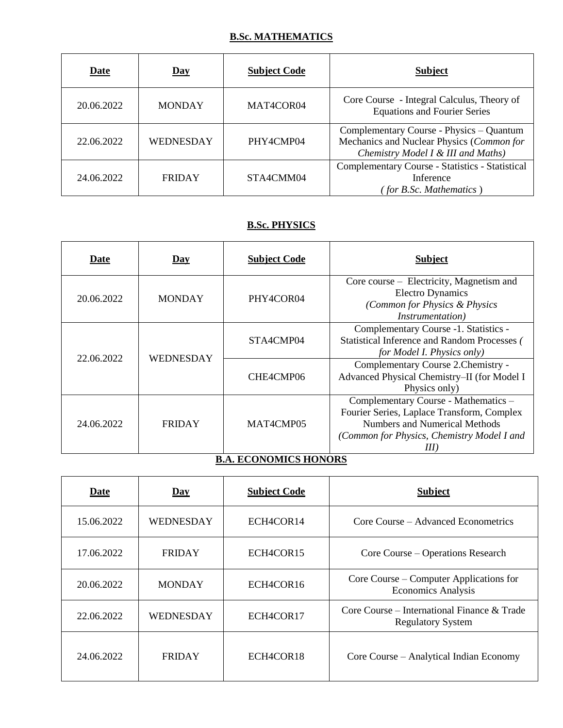**B.Sc. MATHEMATICS**

| Date | Day | Subject Code | Subject |
|---|---|---|---|
| 20.06.2022 | MONDAY | MAT4COR04 | Core Course - Integral Calculus, Theory of Equations and Fourier Series |
| 22.06.2022 | WEDNESDAY | PHY4CMP04 | Complementary Course - Physics – Quantum Mechanics and Nuclear Physics (*Common for Chemistry Model I & III and Maths)* |
| 24.06.2022 | FRIDAY | STA4CMM04 | Complementary Course - Statistics - Statistical Inference *( for B.Sc. Mathematics* ) |

**B.Sc. PHYSICS**

| Date | Day | Subject Code | Subject |
|---|---|---|---|
| 20.06.2022 | MONDAY | PHY4COR04 | Core course – Electricity, Magnetism and Electro Dynamics *(Common for Physics & Physics Instrumentation)* |
| 22.06.2022 | WEDNESDAY | STA4CMP04 | Complementary Course -1. Statistics - Statistical Inference and Random Processes *( for Model I. Physics only)* |
| | | CHE4CMP06 | Complementary Course 2.Chemistry - Advanced Physical Chemistry–II (for Model I Physics only) |
| 24.06.2022 | FRIDAY | MAT4CMP05 | Complementary Course - Mathematics – Fourier Series, Laplace Transform, Complex Numbers and Numerical Methods *(Common for Physics, Chemistry Model I and III)* |

**B.A. ECONOMICS HONORS**

| Date | Day | Subject Code | Subject |
|---|---|---|---|
| 15.06.2022 | WEDNESDAY | ECH4COR14 | Core Course – Advanced Econometrics |
| 17.06.2022 | FRIDAY | ECH4COR15 | Core Course – Operations Research |
| 20.06.2022 | MONDAY | ECH4COR16 | Core Course – Computer Applications for Economics Analysis |
| 22.06.2022 | WEDNESDAY | ECH4COR17 | Core Course – International Finance & Trade Regulatory System |
| 24.06.2022 | FRIDAY | ECH4COR18 | Core Course – Analytical Indian Economy |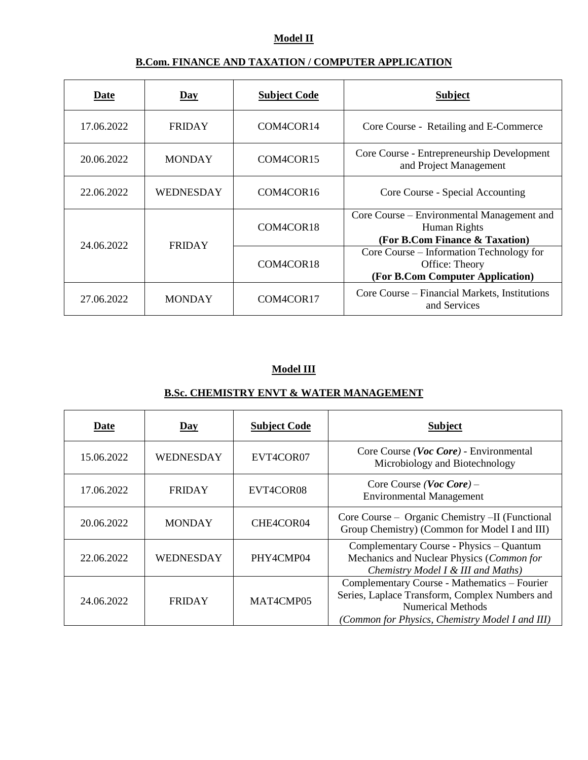**Model II**

**B.Com. FINANCE AND TAXATION / COMPUTER APPLICATION**

| Date | Day | Subject Code | Subject |
|---|---|---|---|
| 17.06.2022 | FRIDAY | COM4COR14 | Core Course - Retailing and E-Commerce |
| 20.06.2022 | MONDAY | COM4COR15 | Core Course - Entrepreneurship Development and Project Management |
| 22.06.2022 | WEDNESDAY | COM4COR16 | Core Course - Special Accounting |
| 24.06.2022 | FRIDAY | COM4COR18 | Core Course – Environmental Management and Human Rights **(For B.Com Finance & Taxation)** |
| | | COM4COR18 | Core Course – Information Technology for Office: Theory **(For B.Com Computer Application)** |
| 27.06.2022 | MONDAY | COM4COR17 | Core Course – Financial Markets, Institutions and Services |

**Model III**

**B.Sc. CHEMISTRY ENVT & WATER MANAGEMENT**

| Date | Day | Subject Code | Subject |
|---|---|---|---|
| 15.06.2022 | WEDNESDAY | EVT4COR07 | Core Course *(**Voc Core**)* - Environmental Microbiology and Biotechnology |
| 17.06.2022 | FRIDAY | EVT4COR08 | Core Course *(**Voc Core**)* – Environmental Management |
| 20.06.2022 | MONDAY | CHE4COR04 | Core Course – Organic Chemistry –II (Functional Group Chemistry) (Common for Model I and III) |
| 22.06.2022 | WEDNESDAY | PHY4CMP04 | Complementary Course - Physics – Quantum Mechanics and Nuclear Physics (*Common for Chemistry Model I & III and Maths)* |
| 24.06.2022 | FRIDAY | MAT4CMP05 | Complementary Course - Mathematics – Fourier Series, Laplace Transform, Complex Numbers and Numerical Methods *(Common for Physics, Chemistry Model I and III)* |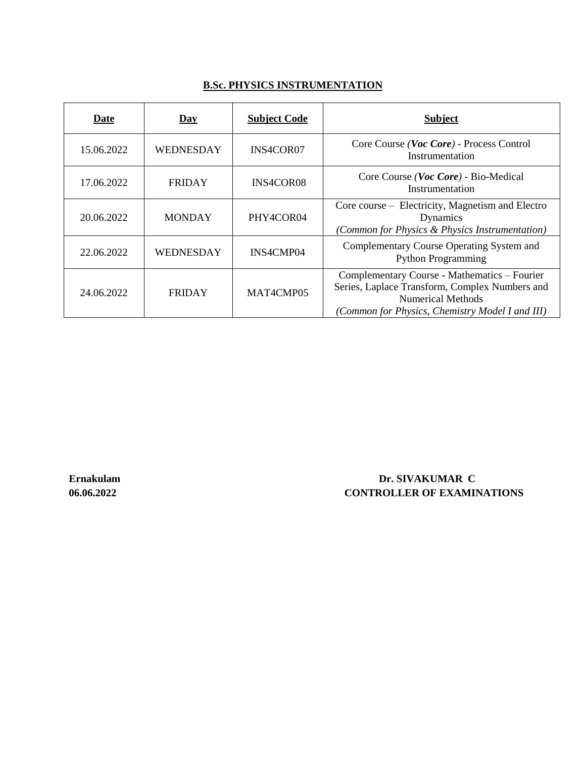## B.Sc. PHYSICS INSTRUMENTATION

| **Date** | **Day** | **Subject Code** | **Subject** |
|---|---|---|---|
| 15.06.2022 | WEDNESDAY | INS4COR07 | Core Course *(**Voc Core**)* - Process Control Instrumentation |
| 17.06.2022 | FRIDAY | INS4COR08 | Core Course *(**Voc Core**)* - Bio-Medical Instrumentation |
| 20.06.2022 | MONDAY | PHY4COR04 | Core course – Electricity, Magnetism and Electro Dynamics *(Common for Physics & Physics Instrumentation)* |
| 22.06.2022 | WEDNESDAY | INS4CMP04 | Complementary Course Operating System and Python Programming |
| 24.06.2022 | FRIDAY | MAT4CMP05 | Complementary Course - Mathematics – Fourier Series, Laplace Transform, Complex Numbers and Numerical Methods *(Common for Physics, Chemistry Model I and III)* |

**Ernakulam**
**06.06.2022**

**Dr. SIVAKUMAR C**
**CONTROLLER OF EXAMINATIONS**